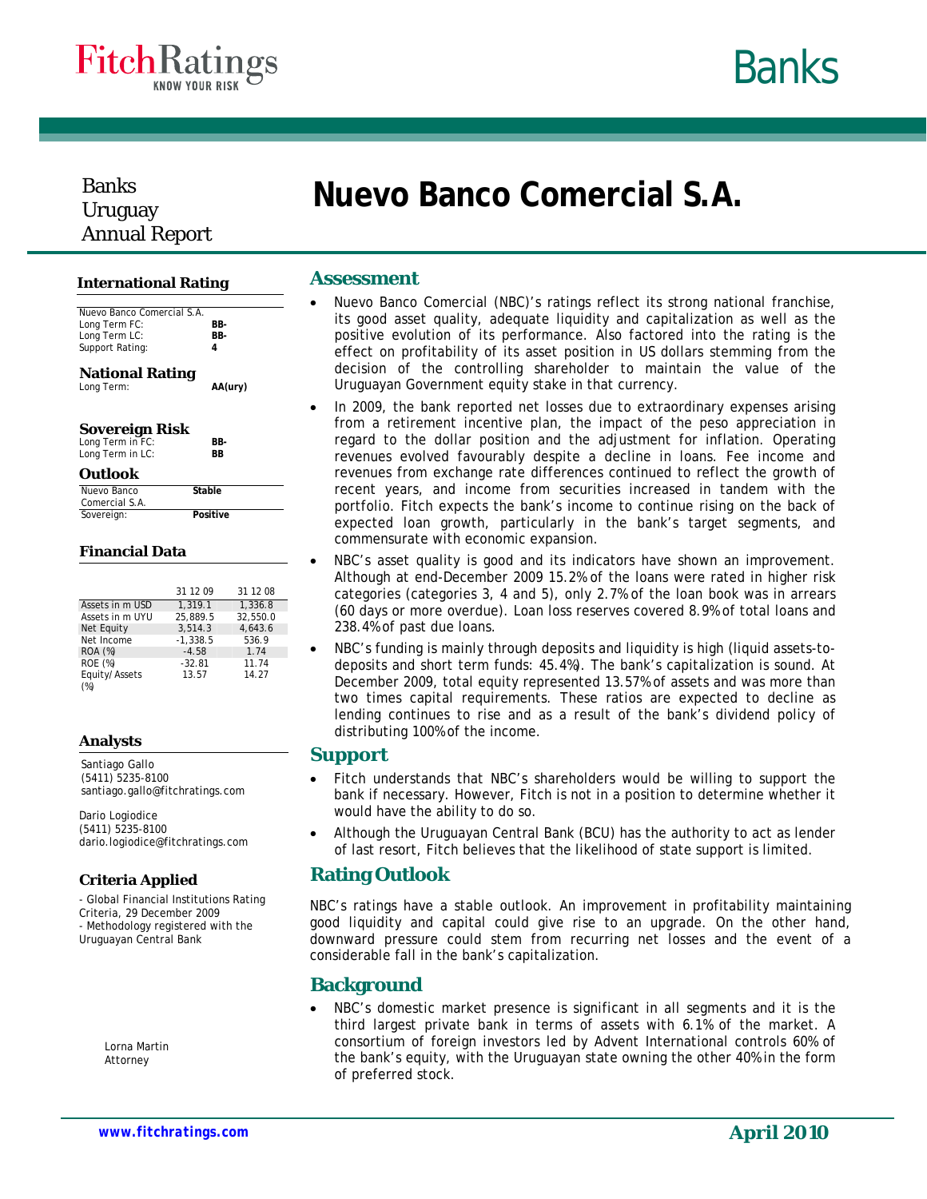# Nuevo Banco Comercial S.A.

Banks
Uruguay
Annual Report

## International Rating

| Nuevo Banco Comercial S.A. | |
|---|---|
| Long Term FC: | **BB-** |
| Long Term LC: | **BB-** |
| Support Rating: | **4** |

## National Rating

| | |
|---|---|
| Long Term: | **AA(ury)** |

## Sovereign Risk

| | |
|---|---|
| Long Term in FC: | **BB-** |
| Long Term in LC: | **BB** |

## Outlook

| | |
|---|---|
| Nuevo Banco Comercial S.A. | **Stable** |
| Sovereign: | **Positive** |

## Financial Data

| | 31 12 09 | 31 12 08 |
|---|---|---|
| Assets in m USD | 1,319.1 | 1,336.8 |
| Assets in m UYU | 25,889.5 | 32,550.0 |
| Net Equity | 3,514.3 | 4,643.6 |
| Net Income | -1,338.5 | 536.9 |
| ROA (%) | -4.58 | 1.74 |
| ROE (%) | -32.81 | 11.74 |
| Equity/Assets (%) | 13.57 | 14.27 |

## Analysts

Santiago Gallo
(5411) 5235-8100
santiago.gallo@fitchratings.com

Dario Logiodice
(5411) 5235-8100
dario.logiodice@fitchratings.com

## Criteria Applied

- Global Financial Institutions Rating Criteria, 29 December 2009
- Methodology registered with the Uruguayan Central Bank

Lorna Martin
Attorney

## Assessment

- Nuevo Banco Comercial (NBC)'s ratings reflect its strong national franchise, its good asset quality, adequate liquidity and capitalization as well as the positive evolution of its performance. Also factored into the rating is the effect on profitability of its asset position in US dollars stemming from the decision of the controlling shareholder to maintain the value of the Uruguayan Government equity stake in that currency.
- In 2009, the bank reported net losses due to extraordinary expenses arising from a retirement incentive plan, the impact of the peso appreciation in regard to the dollar position and the adjustment for inflation. Operating revenues evolved favourably despite a decline in loans. Fee income and revenues from exchange rate differences continued to reflect the growth of recent years, and income from securities increased in tandem with the portfolio. Fitch expects the bank's income to continue rising on the back of expected loan growth, particularly in the bank's target segments, and commensurate with economic expansion.
- NBC's asset quality is good and its indicators have shown an improvement. Although at end-December 2009 15.2% of the loans were rated in higher risk categories (categories 3, 4 and 5), only 2.7% of the loan book was in arrears (60 days or more overdue). Loan loss reserves covered 8.9% of total loans and 238.4% of past due loans.
- NBC's funding is mainly through deposits and liquidity is high (liquid assets-to-deposits and short term funds: 45.4%). The bank's capitalization is sound. At December 2009, total equity represented 13.57% of assets and was more than two times capital requirements. These ratios are expected to decline as lending continues to rise and as a result of the bank's dividend policy of distributing 100% of the income.

## Support

- Fitch understands that NBC's shareholders would be willing to support the bank if necessary. However, Fitch is not in a position to determine whether it would have the ability to do so.
- Although the Uruguayan Central Bank (BCU) has the authority to act as lender of last resort, Fitch believes that the likelihood of state support is limited.

## Rating Outlook

NBC's ratings have a stable outlook. An improvement in profitability maintaining good liquidity and capital could give rise to an upgrade. On the other hand, downward pressure could stem from recurring net losses and the event of a considerable fall in the bank's capitalization.

## Background

- NBC's domestic market presence is significant in all segments and it is the third largest private bank in terms of assets with 6.1% of the market. A consortium of foreign investors led by Advent International controls 60% of the bank's equity, with the Uruguayan state owning the other 40% in the form of preferred stock.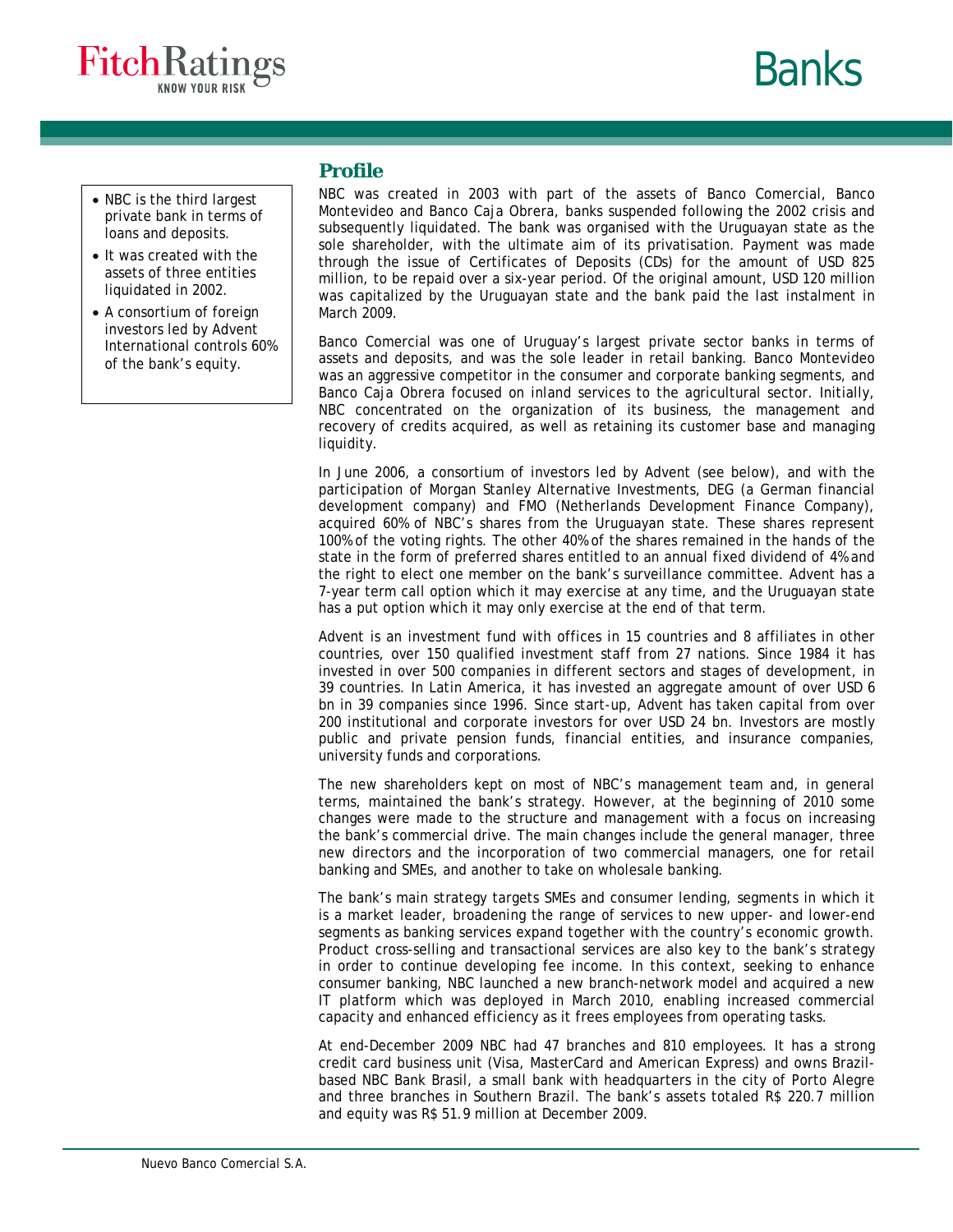## Profile

- NBC is the third largest private bank in terms of loans and deposits.
- It was created with the assets of three entities liquidated in 2002.
- A consortium of foreign investors led by Advent International controls 60% of the bank's equity.

NBC was created in 2003 with part of the assets of Banco Comercial, Banco Montevideo and Banco Caja Obrera, banks suspended following the 2002 crisis and subsequently liquidated. The bank was organised with the Uruguayan state as the sole shareholder, with the ultimate aim of its privatisation. Payment was made through the issue of Certificates of Deposits (CDs) for the amount of USD 825 million, to be repaid over a six-year period. Of the original amount, USD 120 million was capitalized by the Uruguayan state and the bank paid the last instalment in March 2009.

Banco Comercial was one of Uruguay's largest private sector banks in terms of assets and deposits, and was the sole leader in retail banking. Banco Montevideo was an aggressive competitor in the consumer and corporate banking segments, and Banco Caja Obrera focused on inland services to the agricultural sector. Initially, NBC concentrated on the organization of its business, the management and recovery of credits acquired, as well as retaining its customer base and managing liquidity.

In June 2006, a consortium of investors led by Advent (see below), and with the participation of Morgan Stanley Alternative Investments, DEG (a German financial development company) and FMO (Netherlands Development Finance Company), acquired 60% of NBC's shares from the Uruguayan state. These shares represent 100% of the voting rights. The other 40% of the shares remained in the hands of the state in the form of preferred shares entitled to an annual fixed dividend of 4% and the right to elect one member on the bank's surveillance committee. Advent has a 7-year term call option which it may exercise at any time, and the Uruguayan state has a put option which it may only exercise at the end of that term.

Advent is an investment fund with offices in 15 countries and 8 affiliates in other countries, over 150 qualified investment staff from 27 nations. Since 1984 it has invested in over 500 companies in different sectors and stages of development, in 39 countries. In Latin America, it has invested an aggregate amount of over USD 6 bn in 39 companies since 1996. Since start-up, Advent has taken capital from over 200 institutional and corporate investors for over USD 24 bn. Investors are mostly public and private pension funds, financial entities, and insurance companies, university funds and corporations.

The new shareholders kept on most of NBC's management team and, in general terms, maintained the bank's strategy. However, at the beginning of 2010 some changes were made to the structure and management with a focus on increasing the bank's commercial drive. The main changes include the general manager, three new directors and the incorporation of two commercial managers, one for retail banking and SMEs, and another to take on wholesale banking.

The bank's main strategy targets SMEs and consumer lending, segments in which it is a market leader, broadening the range of services to new upper- and lower-end segments as banking services expand together with the country's economic growth. Product cross-selling and transactional services are also key to the bank's strategy in order to continue developing fee income. In this context, seeking to enhance consumer banking, NBC launched a new branch-network model and acquired a new IT platform which was deployed in March 2010, enabling increased commercial capacity and enhanced efficiency as it frees employees from operating tasks.

At end-December 2009 NBC had 47 branches and 810 employees. It has a strong credit card business unit (Visa, MasterCard and American Express) and owns Brazil-based NBC Bank Brasil, a small bank with headquarters in the city of Porto Alegre and three branches in Southern Brazil. The bank's assets totaled R$ 220.7 million and equity was R$ 51.9 million at December 2009.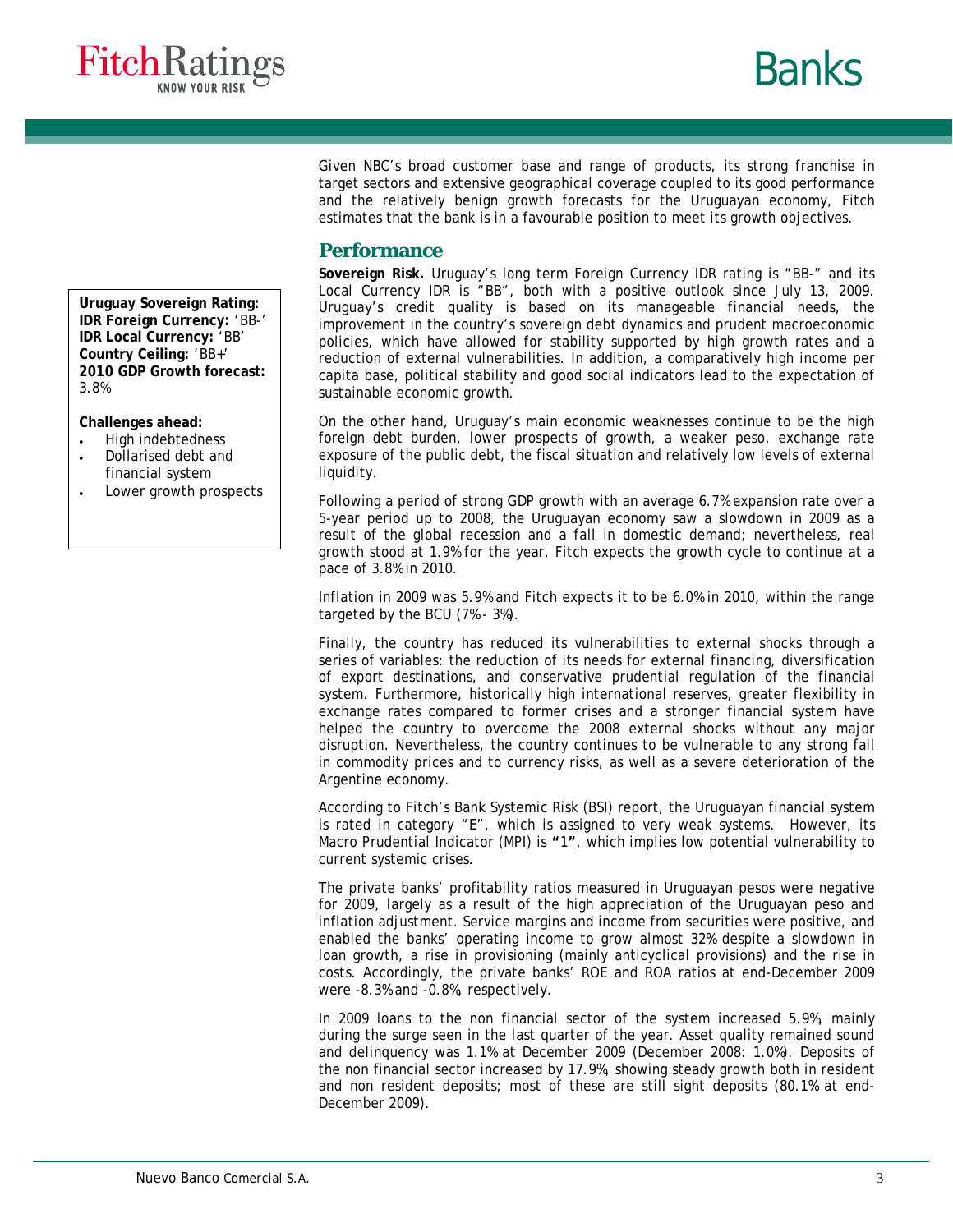Given NBC's broad customer base and range of products, its strong franchise in target sectors and extensive geographical coverage coupled to its good performance and the relatively benign growth forecasts for the Uruguayan economy, Fitch estimates that the bank is in a favourable position to meet its growth objectives.

## Performance

**Uruguay Sovereign Rating:**
**IDR Foreign Currency:** 'BB-'
**IDR Local Currency:** 'BB'
**Country Ceiling:** 'BB+'
**2010 GDP Growth forecast:** 3.8%

**Challenges ahead:**

- High indebtedness
- Dollarised debt and financial system
- Lower growth prospects

**Sovereign Risk.** Uruguay's long term Foreign Currency IDR rating is "BB-" and its Local Currency IDR is "BB", both with a positive outlook since July 13, 2009. Uruguay's credit quality is based on its manageable financial needs, the improvement in the country's sovereign debt dynamics and prudent macroeconomic policies, which have allowed for stability supported by high growth rates and a reduction of external vulnerabilities. In addition, a comparatively high income per capita base, political stability and good social indicators lead to the expectation of sustainable economic growth.

On the other hand, Uruguay's main economic weaknesses continue to be the high foreign debt burden, lower prospects of growth, a weaker peso, exchange rate exposure of the public debt, the fiscal situation and relatively low levels of external liquidity.

Following a period of strong GDP growth with an average 6.7% expansion rate over a 5-year period up to 2008, the Uruguayan economy saw a slowdown in 2009 as a result of the global recession and a fall in domestic demand; nevertheless, real growth stood at 1.9% for the year. Fitch expects the growth cycle to continue at a pace of 3.8% in 2010.

Inflation in 2009 was 5.9% and Fitch expects it to be 6.0% in 2010, within the range targeted by the BCU (7%- 3%).

Finally, the country has reduced its vulnerabilities to external shocks through a series of variables: the reduction of its needs for external financing, diversification of export destinations, and conservative prudential regulation of the financial system. Furthermore, historically high international reserves, greater flexibility in exchange rates compared to former crises and a stronger financial system have helped the country to overcome the 2008 external shocks without any major disruption. Nevertheless, the country continues to be vulnerable to any strong fall in commodity prices and to currency risks, as well as a severe deterioration of the Argentine economy.

According to Fitch's Bank Systemic Risk (BSI) report, the Uruguayan financial system is rated in category "E", which is assigned to very weak systems. However, its Macro Prudential Indicator (MPI) is **"1"**, which implies low potential vulnerability to current systemic crises.

The private banks' profitability ratios measured in Uruguayan pesos were negative for 2009, largely as a result of the high appreciation of the Uruguayan peso and inflation adjustment. Service margins and income from securities were positive, and enabled the banks' operating income to grow almost 32% despite a slowdown in loan growth, a rise in provisioning (mainly anticyclical provisions) and the rise in costs. Accordingly, the private banks' ROE and ROA ratios at end-December 2009 were -8.3% and -0.8%, respectively.

In 2009 loans to the non financial sector of the system increased 5.9%, mainly during the surge seen in the last quarter of the year. Asset quality remained sound and delinquency was 1.1% at December 2009 (December 2008: 1.0%). Deposits of the non financial sector increased by 17.9%, showing steady growth both in resident and non resident deposits; most of these are still sight deposits (80.1% at end-December 2009).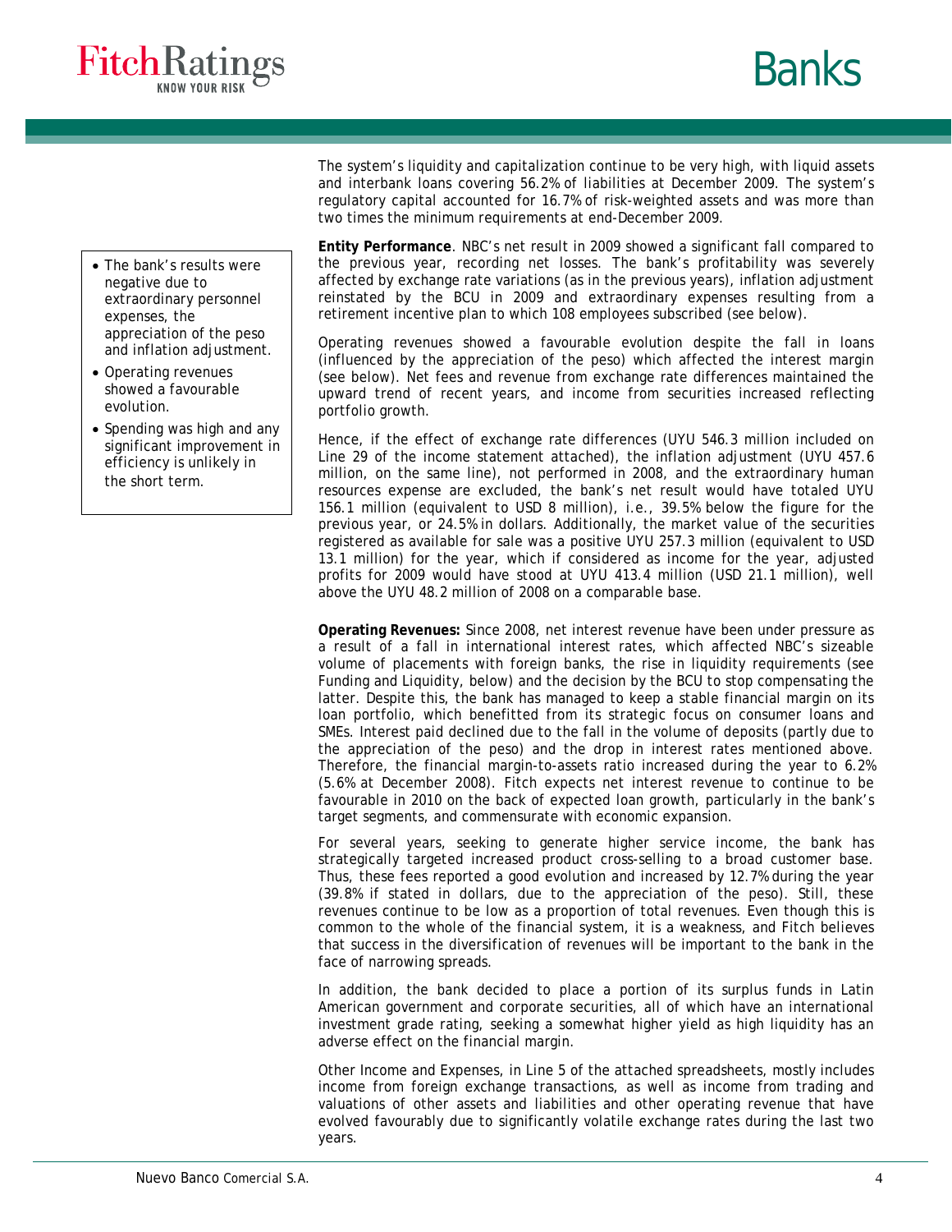The system's liquidity and capitalization continue to be very high, with liquid assets and interbank loans covering 56.2% of liabilities at December 2009. The system's regulatory capital accounted for 16.7% of risk-weighted assets and was more than two times the minimum requirements at end-December 2009.

- The bank's results were negative due to extraordinary personnel expenses, the appreciation of the peso and inflation adjustment.
- Operating revenues showed a favourable evolution.
- Spending was high and any significant improvement in efficiency is unlikely in the short term.

**Entity Performance**. NBC's net result in 2009 showed a significant fall compared to the previous year, recording net losses. The bank's profitability was severely affected by exchange rate variations (as in the previous years), inflation adjustment reinstated by the BCU in 2009 and extraordinary expenses resulting from a retirement incentive plan to which 108 employees subscribed (see below).

Operating revenues showed a favourable evolution despite the fall in loans (influenced by the appreciation of the peso) which affected the interest margin (see below). Net fees and revenue from exchange rate differences maintained the upward trend of recent years, and income from securities increased reflecting portfolio growth.

Hence, if the effect of exchange rate differences (UYU 546.3 million included on Line 29 of the income statement attached), the inflation adjustment (UYU 457.6 million, on the same line), not performed in 2008, and the extraordinary human resources expense are excluded, the bank's net result would have totaled UYU 156.1 million (equivalent to USD 8 million), i.e., 39.5% below the figure for the previous year, or 24.5% in dollars. Additionally, the market value of the securities registered as available for sale was a positive UYU 257.3 million (equivalent to USD 13.1 million) for the year, which if considered as income for the year, adjusted profits for 2009 would have stood at UYU 413.4 million (USD 21.1 million), well above the UYU 48.2 million of 2008 on a comparable base.

**Operating Revenues:** Since 2008, net interest revenue have been under pressure as a result of a fall in international interest rates, which affected NBC's sizeable volume of placements with foreign banks, the rise in liquidity requirements (see Funding and Liquidity, below) and the decision by the BCU to stop compensating the latter. Despite this, the bank has managed to keep a stable financial margin on its loan portfolio, which benefitted from its strategic focus on consumer loans and SMEs. Interest paid declined due to the fall in the volume of deposits (partly due to the appreciation of the peso) and the drop in interest rates mentioned above. Therefore, the financial margin-to-assets ratio increased during the year to 6.2% (5.6% at December 2008). Fitch expects net interest revenue to continue to be favourable in 2010 on the back of expected loan growth, particularly in the bank's target segments, and commensurate with economic expansion.

For several years, seeking to generate higher service income, the bank has strategically targeted increased product cross-selling to a broad customer base. Thus, these fees reported a good evolution and increased by 12.7% during the year (39.8% if stated in dollars, due to the appreciation of the peso). Still, these revenues continue to be low as a proportion of total revenues. Even though this is common to the whole of the financial system, it is a weakness, and Fitch believes that success in the diversification of revenues will be important to the bank in the face of narrowing spreads.

In addition, the bank decided to place a portion of its surplus funds in Latin American government and corporate securities, all of which have an international investment grade rating, seeking a somewhat higher yield as high liquidity has an adverse effect on the financial margin.

Other Income and Expenses, in Line 5 of the attached spreadsheets, mostly includes income from foreign exchange transactions, as well as income from trading and valuations of other assets and liabilities and other operating revenue that have evolved favourably due to significantly volatile exchange rates during the last two years.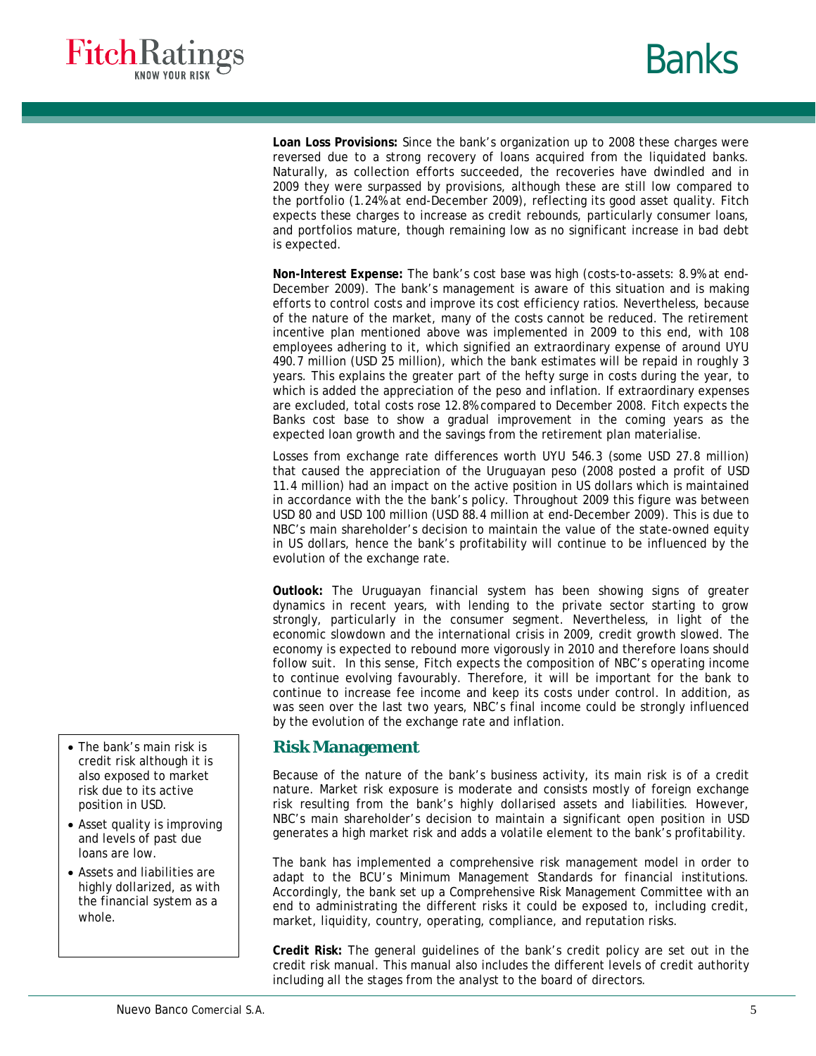**Loan Loss Provisions:** Since the bank's organization up to 2008 these charges were reversed due to a strong recovery of loans acquired from the liquidated banks. Naturally, as collection efforts succeeded, the recoveries have dwindled and in 2009 they were surpassed by provisions, although these are still low compared to the portfolio (1.24% at end-December 2009), reflecting its good asset quality. Fitch expects these charges to increase as credit rebounds, particularly consumer loans, and portfolios mature, though remaining low as no significant increase in bad debt is expected.

**Non-Interest Expense:** The bank's cost base was high (costs-to-assets: 8.9% at end-December 2009). The bank's management is aware of this situation and is making efforts to control costs and improve its cost efficiency ratios. Nevertheless, because of the nature of the market, many of the costs cannot be reduced. The retirement incentive plan mentioned above was implemented in 2009 to this end, with 108 employees adhering to it, which signified an extraordinary expense of around UYU 490.7 million (USD 25 million), which the bank estimates will be repaid in roughly 3 years. This explains the greater part of the hefty surge in costs during the year, to which is added the appreciation of the peso and inflation. If extraordinary expenses are excluded, total costs rose 12.8% compared to December 2008. Fitch expects the Banks cost base to show a gradual improvement in the coming years as the expected loan growth and the savings from the retirement plan materialise.

Losses from exchange rate differences worth UYU 546.3 (some USD 27.8 million) that caused the appreciation of the Uruguayan peso (2008 posted a profit of USD 11.4 million) had an impact on the active position in US dollars which is maintained in accordance with the the bank's policy. Throughout 2009 this figure was between USD 80 and USD 100 million (USD 88.4 million at end-December 2009). This is due to NBC's main shareholder's decision to maintain the value of the state-owned equity in US dollars, hence the bank's profitability will continue to be influenced by the evolution of the exchange rate.

**Outlook:** The Uruguayan financial system has been showing signs of greater dynamics in recent years, with lending to the private sector starting to grow strongly, particularly in the consumer segment. Nevertheless, in light of the economic slowdown and the international crisis in 2009, credit growth slowed. The economy is expected to rebound more vigorously in 2010 and therefore loans should follow suit. In this sense, Fitch expects the composition of NBC's operating income to continue evolving favourably. Therefore, it will be important for the bank to continue to increase fee income and keep its costs under control. In addition, as was seen over the last two years, NBC's final income could be strongly influenced by the evolution of the exchange rate and inflation.

## Risk Management

- The bank's main risk is credit risk although it is also exposed to market risk due to its active position in USD.
- Asset quality is improving and levels of past due loans are low.
- Assets and liabilities are highly dollarized, as with the financial system as a whole.

Because of the nature of the bank's business activity, its main risk is of a credit nature. Market risk exposure is moderate and consists mostly of foreign exchange risk resulting from the bank's highly dollarised assets and liabilities. However, NBC's main shareholder's decision to maintain a significant open position in USD generates a high market risk and adds a volatile element to the bank's profitability.

The bank has implemented a comprehensive risk management model in order to adapt to the BCU's Minimum Management Standards for financial institutions. Accordingly, the bank set up a Comprehensive Risk Management Committee with an end to administrating the different risks it could be exposed to, including credit, market, liquidity, country, operating, compliance, and reputation risks.

**Credit Risk:** The general guidelines of the bank's credit policy are set out in the credit risk manual. This manual also includes the different levels of credit authority including all the stages from the analyst to the board of directors.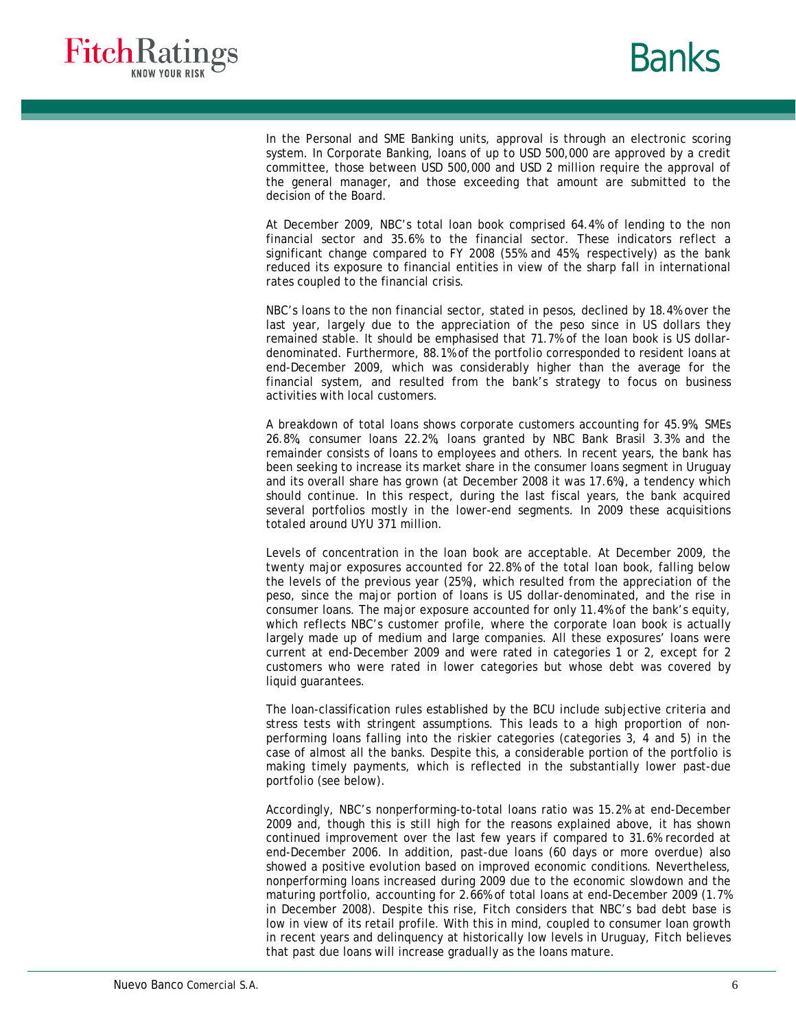In the Personal and SME Banking units, approval is through an electronic scoring system. In Corporate Banking, loans of up to USD 500,000 are approved by a credit committee, those between USD 500,000 and USD 2 million require the approval of the general manager, and those exceeding that amount are submitted to the decision of the Board.

At December 2009, NBC's total loan book comprised 64.4% of lending to the non financial sector and 35.6% to the financial sector. These indicators reflect a significant change compared to FY 2008 (55% and 45%, respectively) as the bank reduced its exposure to financial entities in view of the sharp fall in international rates coupled to the financial crisis.

NBC's loans to the non financial sector, stated in pesos, declined by 18.4% over the last year, largely due to the appreciation of the peso since in US dollars they remained stable. It should be emphasised that 71.7% of the loan book is US dollar-denominated. Furthermore, 88.1% of the portfolio corresponded to resident loans at end-December 2009, which was considerably higher than the average for the financial system, and resulted from the bank's strategy to focus on business activities with local customers.

A breakdown of total loans shows corporate customers accounting for 45.9%, SMEs 26.8%, consumer loans 22.2%, loans granted by NBC Bank Brasil 3.3% and the remainder consists of loans to employees and others. In recent years, the bank has been seeking to increase its market share in the consumer loans segment in Uruguay and its overall share has grown (at December 2008 it was 17.6%), a tendency which should continue. In this respect, during the last fiscal years, the bank acquired several portfolios mostly in the lower-end segments. In 2009 these acquisitions totaled around UYU 371 million.

Levels of concentration in the loan book are acceptable. At December 2009, the twenty major exposures accounted for 22.8% of the total loan book, falling below the levels of the previous year (25%), which resulted from the appreciation of the peso, since the major portion of loans is US dollar-denominated, and the rise in consumer loans. The major exposure accounted for only 11.4% of the bank's equity, which reflects NBC's customer profile, where the corporate loan book is actually largely made up of medium and large companies. All these exposures' loans were current at end-December 2009 and were rated in categories 1 or 2, except for 2 customers who were rated in lower categories but whose debt was covered by liquid guarantees.

The loan-classification rules established by the BCU include subjective criteria and stress tests with stringent assumptions. This leads to a high proportion of non-performing loans falling into the riskier categories (categories 3, 4 and 5) in the case of almost all the banks. Despite this, a considerable portion of the portfolio is making timely payments, which is reflected in the substantially lower past-due portfolio (see below).

Accordingly, NBC's nonperforming-to-total loans ratio was 15.2% at end-December 2009 and, though this is still high for the reasons explained above, it has shown continued improvement over the last few years if compared to 31.6% recorded at end-December 2006. In addition, past-due loans (60 days or more overdue) also showed a positive evolution based on improved economic conditions. Nevertheless, nonperforming loans increased during 2009 due to the economic slowdown and the maturing portfolio, accounting for 2.66% of total loans at end-December 2009 (1.7% in December 2008). Despite this rise, Fitch considers that NBC's bad debt base is low in view of its retail profile. With this in mind, coupled to consumer loan growth in recent years and delinquency at historically low levels in Uruguay, Fitch believes that past due loans will increase gradually as the loans mature.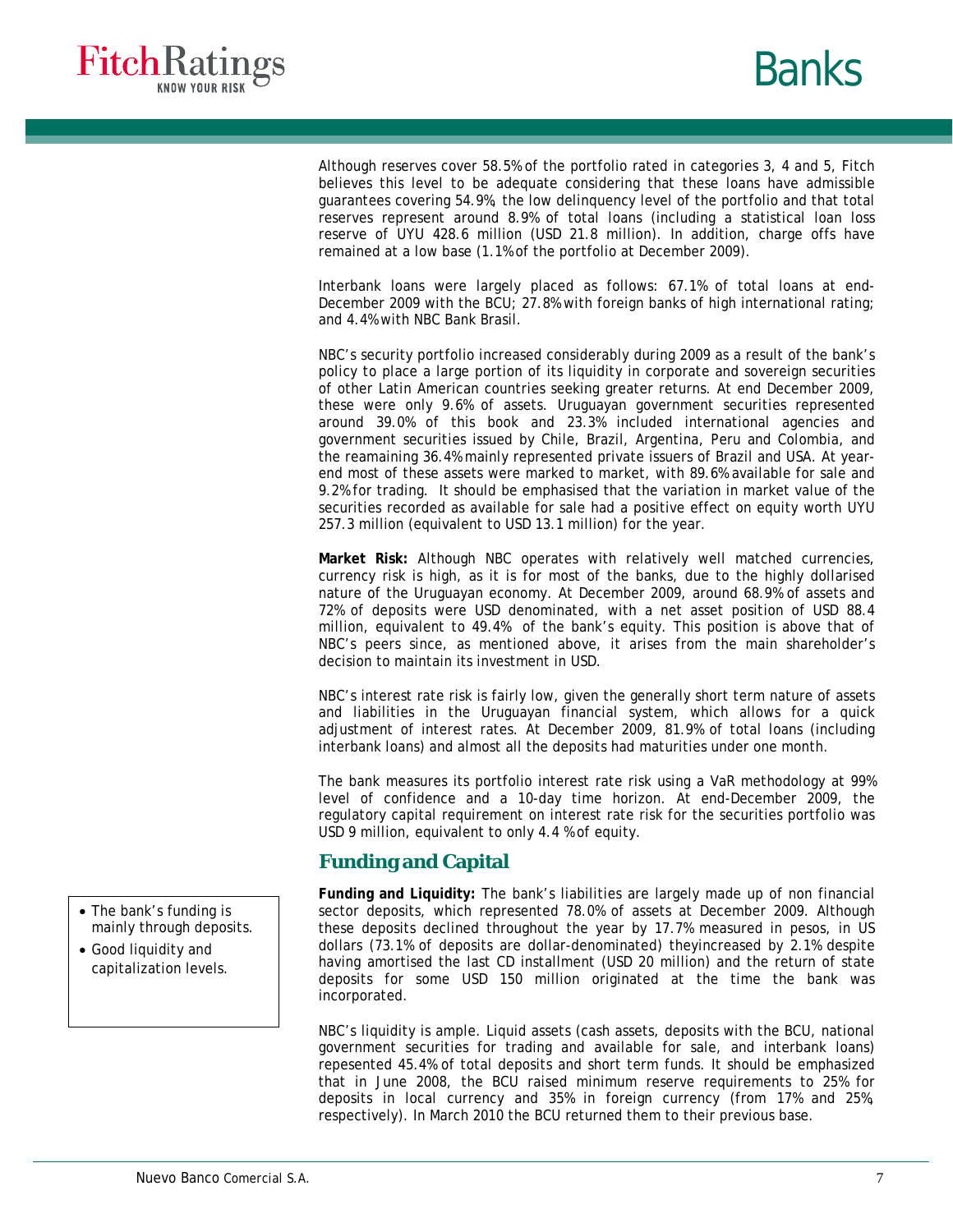Although reserves cover 58.5% of the portfolio rated in categories 3, 4 and 5, Fitch believes this level to be adequate considering that these loans have admissible guarantees covering 54.9%, the low delinquency level of the portfolio and that total reserves represent around 8.9% of total loans (including a statistical loan loss reserve of UYU 428.6 million (USD 21.8 million). In addition, charge offs have remained at a low base (1.1% of the portfolio at December 2009).

Interbank loans were largely placed as follows: 67.1% of total loans at end-December 2009 with the BCU; 27.8% with foreign banks of high international rating; and 4.4% with NBC Bank Brasil.

NBC's security portfolio increased considerably during 2009 as a result of the bank's policy to place a large portion of its liquidity in corporate and sovereign securities of other Latin American countries seeking greater returns. At end December 2009, these were only 9.6% of assets. Uruguayan government securities represented around 39.0% of this book and 23.3% included international agencies and government securities issued by Chile, Brazil, Argentina, Peru and Colombia, and the reamaining 36.4% mainly represented private issuers of Brazil and USA. At year-end most of these assets were marked to market, with 89.6% available for sale and 9.2% for trading. It should be emphasised that the variation in market value of the securities recorded as available for sale had a positive effect on equity worth UYU 257.3 million (equivalent to USD 13.1 million) for the year.

**Market Risk:** Although NBC operates with relatively well matched currencies, currency risk is high, as it is for most of the banks, due to the highly dollarised nature of the Uruguayan economy. At December 2009, around 68.9% of assets and 72% of deposits were USD denominated, with a net asset position of USD 88.4 million, equivalent to 49.4% of the bank's equity. This position is above that of NBC's peers since, as mentioned above, it arises from the main shareholder's decision to maintain its investment in USD.

NBC's interest rate risk is fairly low, given the generally short term nature of assets and liabilities in the Uruguayan financial system, which allows for a quick adjustment of interest rates. At December 2009, 81.9% of total loans (including interbank loans) and almost all the deposits had maturities under one month.

The bank measures its portfolio interest rate risk using a VaR methodology at 99% level of confidence and a 10-day time horizon. At end-December 2009, the regulatory capital requirement on interest rate risk for the securities portfolio was USD 9 million, equivalent to only 4.4 % of equity.

## Funding and Capital

- The bank's funding is mainly through deposits.
- Good liquidity and capitalization levels.

**Funding and Liquidity:** The bank's liabilities are largely made up of non financial sector deposits, which represented 78.0% of assets at December 2009. Although these deposits declined throughout the year by 17.7% measured in pesos, in US dollars (73.1% of deposits are dollar-denominated) theyincreased by 2.1% despite having amortised the last CD installment (USD 20 million) and the return of state deposits for some USD 150 million originated at the time the bank was incorporated.

NBC's liquidity is ample. Liquid assets (cash assets, deposits with the BCU, national government securities for trading and available for sale, and interbank loans) repesented 45.4% of total deposits and short term funds. It should be emphasized that in June 2008, the BCU raised minimum reserve requirements to 25% for deposits in local currency and 35% in foreign currency (from 17% and 25%, respectively). In March 2010 the BCU returned them to their previous base.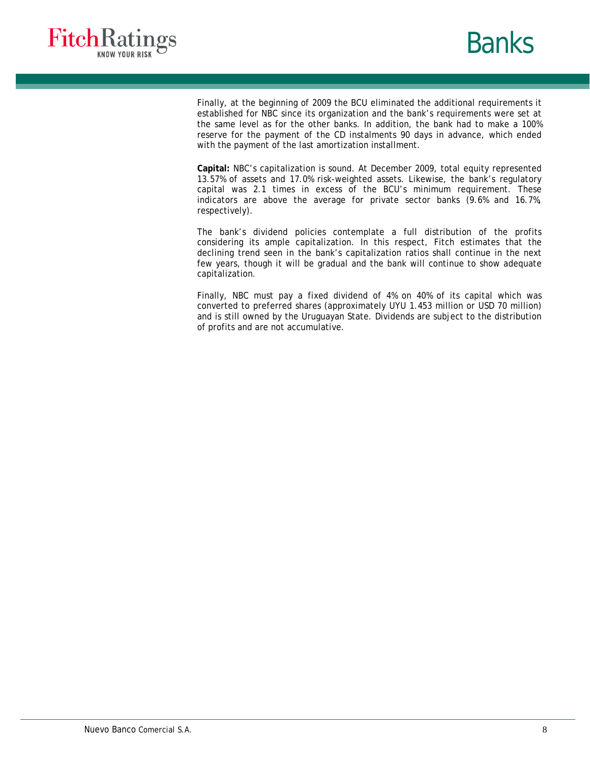Finally, at the beginning of 2009 the BCU eliminated the additional requirements it established for NBC since its organization and the bank's requirements were set at the same level as for the other banks. In addition, the bank had to make a 100% reserve for the payment of the CD instalments 90 days in advance, which ended with the payment of the last amortization installment.

**Capital:** NBC's capitalization is sound. At December 2009, total equity represented 13.57% of assets and 17.0% risk-weighted assets. Likewise, the bank's regulatory capital was 2.1 times in excess of the BCU's minimum requirement. These indicators are above the average for private sector banks (9.6% and 16.7%, respectively).

The bank's dividend policies contemplate a full distribution of the profits considering its ample capitalization. In this respect, Fitch estimates that the declining trend seen in the bank's capitalization ratios shall continue in the next few years, though it will be gradual and the bank will continue to show adequate capitalization.

Finally, NBC must pay a fixed dividend of 4% on 40% of its capital which was converted to preferred shares (approximately UYU 1.453 million or USD 70 million) and is still owned by the Uruguayan State. Dividends are subject to the distribution of profits and are not accumulative.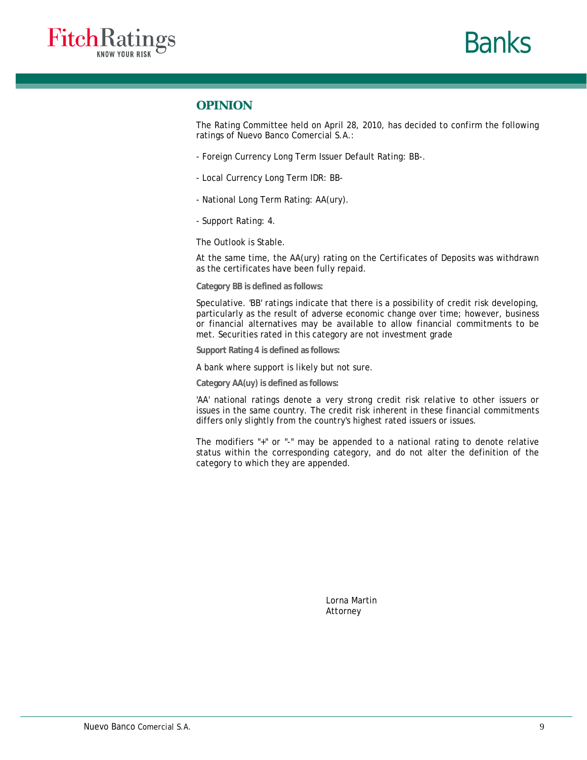## OPINION

The Rating Committee held on April 28, 2010, has decided to confirm the following ratings of Nuevo Banco Comercial S.A.:

- Foreign Currency Long Term Issuer Default Rating: BB-.

- Local Currency Long Term IDR: BB-

- National Long Term Rating: AA(ury).

- Support Rating: 4.

The Outlook is Stable.

At the same time, the AA(ury) rating on the Certificates of Deposits was withdrawn as the certificates have been fully repaid.

**Category BB is defined as follows:**

Speculative. 'BB' ratings indicate that there is a possibility of credit risk developing, particularly as the result of adverse economic change over time; however, business or financial alternatives may be available to allow financial commitments to be met. Securities rated in this category are not investment grade

**Support Rating 4 is defined as follows:**

A bank where support is likely but not sure.

**Category AA(uy) is defined as follows:**

'AA' national ratings denote a very strong credit risk relative to other issuers or issues in the same country. The credit risk inherent in these financial commitments differs only slightly from the country's highest rated issuers or issues.

The modifiers "+" or "-" may be appended to a national rating to denote relative status within the corresponding category, and do not alter the definition of the category to which they are appended.

Lorna Martin
Attorney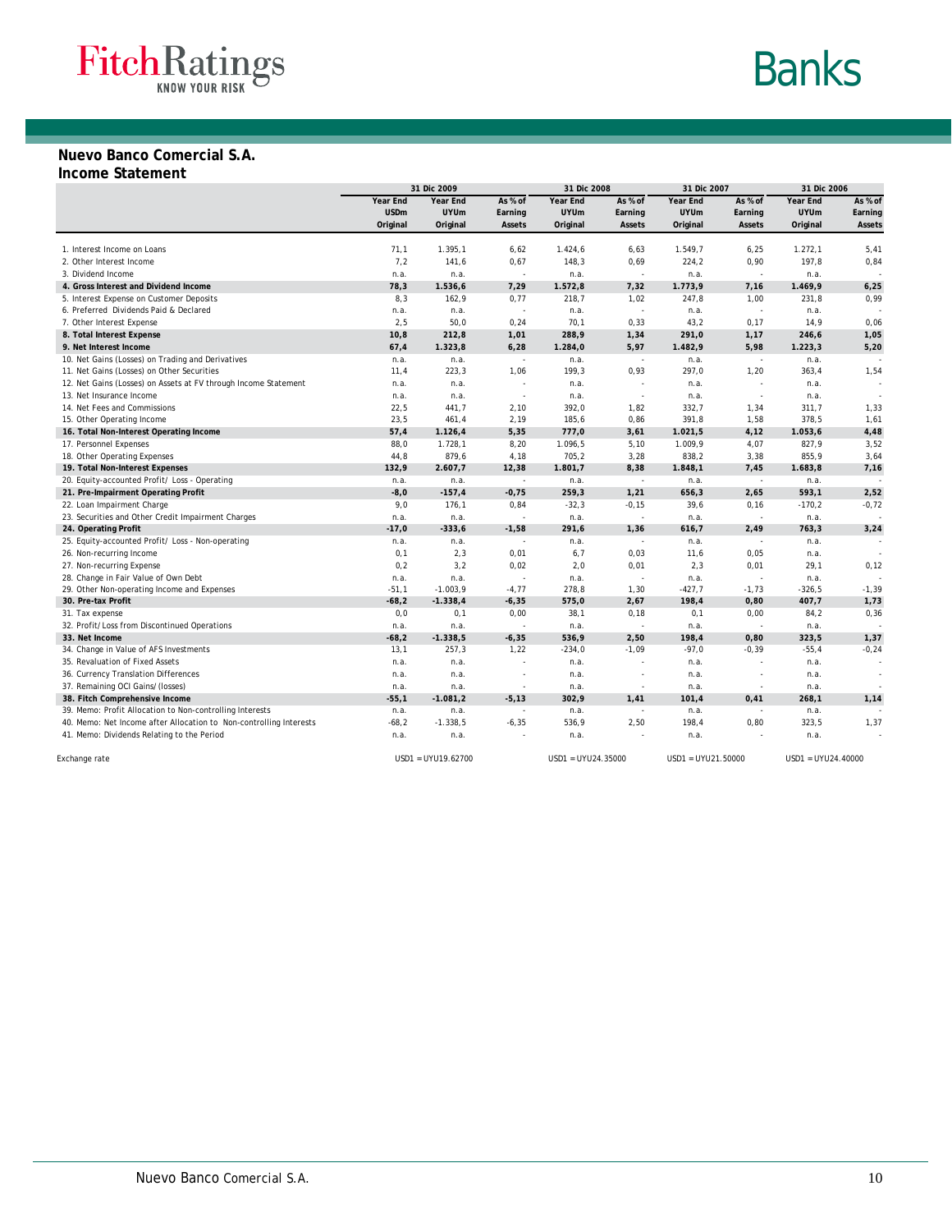## Nuevo Banco Comercial S.A.

### Income Statement

| | 31 Dic 2009 | | | 31 Dic 2008 | | 31 Dic 2007 | | 31 Dic 2006 | |
|---|---|---|---|---|---|---|---|---|---|
| | Year End USDm Original | Year End UYUm Original | As % of Earning Assets | Year End UYUm Original | As % of Earning Assets | Year End UYUm Original | As % of Earning Assets | Year End UYUm Original | As % of Earning Assets |
| 1. Interest Income on Loans | 71,1 | 1.395,1 | 6,62 | 1.424,6 | 6,63 | 1.549,7 | 6,25 | 1.272,1 | 5,41 |
| 2. Other Interest Income | 7,2 | 141,6 | 0,67 | 148,3 | 0,69 | 224,2 | 0,90 | 197,8 | 0,84 |
| 3. Dividend Income | n.a. | n.a. | - | n.a. | - | n.a. | - | n.a. | - |
| **4. Gross Interest and Dividend Income** | **78,3** | **1.536,6** | **7,29** | **1.572,8** | **7,32** | **1.773,9** | **7,16** | **1.469,9** | **6,25** |
| 5. Interest Expense on Customer Deposits | 8,3 | 162,9 | 0,77 | 218,7 | 1,02 | 247,8 | 1,00 | 231,8 | 0,99 |
| 6. Preferred Dividends Paid & Declared | n.a. | n.a. | - | n.a. | - | n.a. | - | n.a. | - |
| 7. Other Interest Expense | 2,5 | 50,0 | 0,24 | 70,1 | 0,33 | 43,2 | 0,17 | 14,9 | 0,06 |
| **8. Total Interest Expense** | **10,8** | **212,8** | **1,01** | **288,9** | **1,34** | **291,0** | **1,17** | **246,6** | **1,05** |
| **9. Net Interest Income** | **67,4** | **1.323,8** | **6,28** | **1.284,0** | **5,97** | **1.482,9** | **5,98** | **1.223,3** | **5,20** |
| 10. Net Gains (Losses) on Trading and Derivatives | n.a. | n.a. | - | n.a. | - | n.a. | - | n.a. | - |
| 11. Net Gains (Losses) on Other Securities | 11,4 | 223,3 | 1,06 | 199,3 | 0,93 | 297,0 | 1,20 | 363,4 | 1,54 |
| 12. Net Gains (Losses) on Assets at FV through Income Statement | n.a. | n.a. | - | n.a. | - | n.a. | - | n.a. | - |
| 13. Net Insurance Income | n.a. | n.a. | - | n.a. | - | n.a. | - | n.a. | - |
| 14. Net Fees and Commissions | 22,5 | 441,7 | 2,10 | 392,0 | 1,82 | 332,7 | 1,34 | 311,7 | 1,33 |
| 15. Other Operating Income | 23,5 | 461,4 | 2,19 | 185,6 | 0,86 | 391,8 | 1,58 | 378,5 | 1,61 |
| **16. Total Non-Interest Operating Income** | **57,4** | **1.126,4** | **5,35** | **777,0** | **3,61** | **1.021,5** | **4,12** | **1.053,6** | **4,48** |
| 17. Personnel Expenses | 88,0 | 1.728,1 | 8,20 | 1.096,5 | 5,10 | 1.009,9 | 4,07 | 827,9 | 3,52 |
| 18. Other Operating Expenses | 44,8 | 879,6 | 4,18 | 705,2 | 3,28 | 838,2 | 3,38 | 855,9 | 3,64 |
| **19. Total Non-Interest Expenses** | **132,9** | **2.607,7** | **12,38** | **1.801,7** | **8,38** | **1.848,1** | **7,45** | **1.683,8** | **7,16** |
| 20. Equity-accounted Profit/ Loss - Operating | n.a. | n.a. | - | n.a. | - | n.a. | - | n.a. | - |
| **21. Pre-Impairment Operating Profit** | **-8,0** | **-157,4** | **-0,75** | **259,3** | **1,21** | **656,3** | **2,65** | **593,1** | **2,52** |
| 22. Loan Impairment Charge | 9,0 | 176,1 | 0,84 | -32,3 | -0,15 | 39,6 | 0,16 | -170,2 | -0,72 |
| 23. Securities and Other Credit Impairment Charges | n.a. | n.a. | - | n.a. | - | n.a. | - | n.a. | - |
| **24. Operating Profit** | **-17,0** | **-333,6** | **-1,58** | **291,6** | **1,36** | **616,7** | **2,49** | **763,3** | **3,24** |
| 25. Equity-accounted Profit/ Loss - Non-operating | n.a. | n.a. | - | n.a. | - | n.a. | - | n.a. | - |
| 26. Non-recurring Income | 0,1 | 2,3 | 0,01 | 6,7 | 0,03 | 11,6 | 0,05 | n.a. | - |
| 27. Non-recurring Expense | 0,2 | 3,2 | 0,02 | 2,0 | 0,01 | 2,3 | 0,01 | 29,1 | 0,12 |
| 28. Change in Fair Value of Own Debt | n.a. | n.a. | - | n.a. | - | n.a. | - | n.a. | - |
| 29. Other Non-operating Income and Expenses | -51,1 | -1.003,9 | -4,77 | 278,8 | 1,30 | -427,7 | -1,73 | -326,5 | -1,39 |
| **30. Pre-tax Profit** | **-68,2** | **-1.338,4** | **-6,35** | **575,0** | **2,67** | **198,4** | **0,80** | **407,7** | **1,73** |
| 31. Tax expense | 0,0 | 0,1 | 0,00 | 38,1 | 0,18 | 0,1 | 0,00 | 84,2 | 0,36 |
| 32. Profit/Loss from Discontinued Operations | n.a. | n.a. | - | n.a. | - | n.a. | - | n.a. | - |
| **33. Net Income** | **-68,2** | **-1.338,5** | **-6,35** | **536,9** | **2,50** | **198,4** | **0,80** | **323,5** | **1,37** |
| 34. Change in Value of AFS Investments | 13,1 | 257,3 | 1,22 | -234,0 | -1,09 | -97,0 | -0,39 | -55,4 | -0,24 |
| 35. Revaluation of Fixed Assets | n.a. | n.a. | - | n.a. | - | n.a. | - | n.a. | - |
| 36. Currency Translation Differences | n.a. | n.a. | - | n.a. | - | n.a. | - | n.a. | - |
| 37. Remaining OCI Gains/ (losses) | n.a. | n.a. | - | n.a. | - | n.a. | - | n.a. | - |
| **38. Fitch Comprehensive Income** | **-55,1** | **-1.081,2** | **-5,13** | **302,9** | **1,41** | **101,4** | **0,41** | **268,1** | **1,14** |
| 39. Memo: Profit Allocation to Non-controlling Interests | n.a. | n.a. | - | n.a. | - | n.a. | - | n.a. | - |
| 40. Memo: Net Income after Allocation to Non-controlling Interests | -68,2 | -1.338,5 | -6,35 | 536,9 | 2,50 | 198,4 | 0,80 | 323,5 | 1,37 |
| 41. Memo: Dividends Relating to the Period | n.a. | n.a. | - | n.a. | - | n.a. | - | n.a. | - |
| Exchange rate | | USD1 = UYU19.62700 | | USD1 = UYU24.35000 | | USD1 = UYU21.50000 | | USD1 = UYU24.40000 | |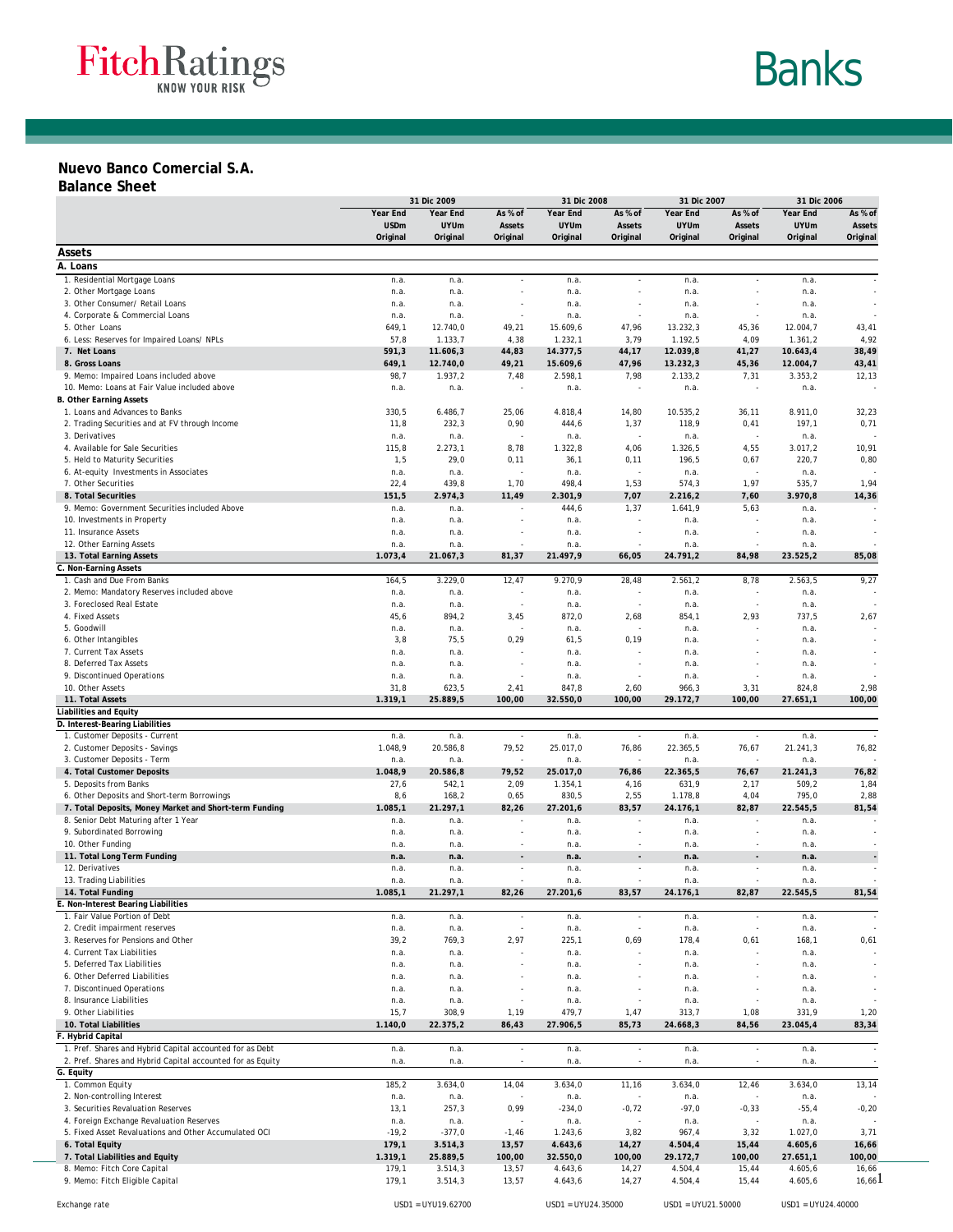## Nuevo Banco Comercial S.A.
## Balance Sheet

| | 31 Dic 2009 | | | 31 Dic 2008 | | 31 Dic 2007 | | 31 Dic 2006 | |
|---|---|---|---|---|---|---|---|---|---|
| | Year End USDm Original | Year End UYUm Original | As % of Assets Original | Year End UYUm Original | As % of Assets Original | Year End UYUm Original | As % of Assets Original | Year End UYUm Original | As % of Assets Original |
| **Assets** | | | | | | | | | |
| **A. Loans** | | | | | | | | | |
| 1. Residential Mortgage Loans | n.a. | n.a. | - | n.a. | - | n.a. | - | n.a. | - |
| 2. Other Mortgage Loans | n.a. | n.a. | - | n.a. | - | n.a. | - | n.a. | - |
| 3. Other Consumer/ Retail Loans | n.a. | n.a. | - | n.a. | - | n.a. | - | n.a. | - |
| 4. Corporate & Commercial Loans | n.a. | n.a. | - | n.a. | - | n.a. | - | n.a. | - |
| 5. Other Loans | 649,1 | 12.740,0 | 49,21 | 15.609,6 | 47,96 | 13.232,3 | 45,36 | 12.004,7 | 43,41 |
| 6. Less: Reserves for Impaired Loans/ NPLs | 57,8 | 1.133,7 | 4,38 | 1.232,1 | 3,79 | 1.192,5 | 4,09 | 1.361,2 | 4,92 |
| **7. Net Loans** | **591,3** | **11.606,3** | **44,83** | **14.377,5** | **44,17** | **12.039,8** | **41,27** | **10.643,4** | **38,49** |
| **8. Gross Loans** | **649,1** | **12.740,0** | **49,21** | **15.609,6** | **47,96** | **13.232,3** | **45,36** | **12.004,7** | **43,41** |
| 9. Memo: Impaired Loans included above | 98,7 | 1.937,2 | 7,48 | 2.598,1 | 7,98 | 2.133,2 | 7,31 | 3.353,2 | 12,13 |
| 10. Memo: Loans at Fair Value included above | n.a. | n.a. | - | n.a. | - | n.a. | - | n.a. | - |
| **B. Other Earning Assets** | | | | | | | | | |
| 1. Loans and Advances to Banks | 330,5 | 6.486,7 | 25,06 | 4.818,4 | 14,80 | 10.535,2 | 36,11 | 8.911,0 | 32,23 |
| 2. Trading Securities and at FV through Income | 11,8 | 232,3 | 0,90 | 444,6 | 1,37 | 118,9 | 0,41 | 197,1 | 0,71 |
| 3. Derivatives | n.a. | n.a. | - | n.a. | - | n.a. | - | n.a. | - |
| 4. Available for Sale Securities | 115,8 | 2.273,1 | 8,78 | 1.322,8 | 4,06 | 1.326,5 | 4,55 | 3.017,2 | 10,91 |
| 5. Held to Maturity Securities | 1,5 | 29,0 | 0,11 | 36,1 | 0,11 | 196,5 | 0,67 | 220,7 | 0,80 |
| 6. At-equity Investments in Associates | n.a. | n.a. | - | n.a. | - | n.a. | - | n.a. | - |
| 7. Other Securities | 22,4 | 439,8 | 1,70 | 498,4 | 1,53 | 574,3 | 1,97 | 535,7 | 1,94 |
| **8. Total Securities** | **151,5** | **2.974,3** | **11,49** | **2.301,9** | **7,07** | **2.216,2** | **7,60** | **3.970,8** | **14,36** |
| 9. Memo: Government Securities included Above | n.a. | n.a. | - | 444,6 | 1,37 | 1.641,9 | 5,63 | n.a. | - |
| 10. Investments in Property | n.a. | n.a. | - | n.a. | - | n.a. | - | n.a. | - |
| 11. Insurance Assets | n.a. | n.a. | - | n.a. | - | n.a. | - | n.a. | - |
| 12. Other Earning Assets | n.a. | n.a. | - | n.a. | - | n.a. | - | n.a. | - |
| **13. Total Earning Assets** | **1.073,4** | **21.067,3** | **81,37** | **21.497,9** | **66,05** | **24.791,2** | **84,98** | **23.525,2** | **85,08** |
| **C. Non-Earning Assets** | | | | | | | | | |
| 1. Cash and Due From Banks | 164,5 | 3.229,0 | 12,47 | 9.270,9 | 28,48 | 2.561,2 | 8,78 | 2.563,5 | 9,27 |
| 2. Memo: Mandatory Reserves included above | n.a. | n.a. | - | n.a. | - | n.a. | - | n.a. | - |
| 3. Foreclosed Real Estate | n.a. | n.a. | - | n.a. | - | n.a. | - | n.a. | - |
| 4. Fixed Assets | 45,6 | 894,2 | 3,45 | 872,0 | 2,68 | 854,1 | 2,93 | 737,5 | 2,67 |
| 5. Goodwill | n.a. | n.a. | - | n.a. | - | n.a. | - | n.a. | - |
| 6. Other Intangibles | 3,8 | 75,5 | 0,29 | 61,5 | 0,19 | n.a. | - | n.a. | - |
| 7. Current Tax Assets | n.a. | n.a. | - | n.a. | - | n.a. | - | n.a. | - |
| 8. Deferred Tax Assets | n.a. | n.a. | - | n.a. | - | n.a. | - | n.a. | - |
| 9. Discontinued Operations | n.a. | n.a. | - | n.a. | - | n.a. | - | n.a. | - |
| 10. Other Assets | 31,8 | 623,5 | 2,41 | 847,8 | 2,60 | 966,3 | 3,31 | 824,8 | 2,98 |
| **11. Total Assets** | **1.319,1** | **25.889,5** | **100,00** | **32.550,0** | **100,00** | **29.172,7** | **100,00** | **27.651,1** | **100,00** |
| **Liabilities and Equity** | | | | | | | | | |
| **D. Interest-Bearing Liabilities** | | | | | | | | | |
| 1. Customer Deposits - Current | n.a. | n.a. | - | n.a. | - | n.a. | - | n.a. | - |
| 2. Customer Deposits - Savings | 1.048,9 | 20.586,8 | 79,52 | 25.017,0 | 76,86 | 22.365,5 | 76,67 | 21.241,3 | 76,82 |
| 3. Customer Deposits - Term | n.a. | n.a. | - | n.a. | - | n.a. | - | n.a. | - |
| **4. Total Customer Deposits** | **1.048,9** | **20.586,8** | **79,52** | **25.017,0** | **76,86** | **22.365,5** | **76,67** | **21.241,3** | **76,82** |
| 5. Deposits from Banks | 27,6 | 542,1 | 2,09 | 1.354,1 | 4,16 | 631,9 | 2,17 | 509,2 | 1,84 |
| 6. Other Deposits and Short-term Borrowings | 8,6 | 168,2 | 0,65 | 830,5 | 2,55 | 1.178,8 | 4,04 | 795,0 | 2,88 |
| **7. Total Deposits, Money Market and Short-term Funding** | **1.085,1** | **21.297,1** | **82,26** | **27.201,6** | **83,57** | **24.176,1** | **82,87** | **22.545,5** | **81,54** |
| 8. Senior Debt Maturing after 1 Year | n.a. | n.a. | - | n.a. | - | n.a. | - | n.a. | - |
| 9. Subordinated Borrowing | n.a. | n.a. | - | n.a. | - | n.a. | - | n.a. | - |
| 10. Other Funding | n.a. | n.a. | - | n.a. | - | n.a. | - | n.a. | - |
| **11. Total Long Term Funding** | **n.a.** | **n.a.** | **-** | **n.a.** | **-** | **n.a.** | **-** | **n.a.** | **-** |
| 12. Derivatives | n.a. | n.a. | - | n.a. | - | n.a. | - | n.a. | - |
| 13. Trading Liabilities | n.a. | n.a. | - | n.a. | - | n.a. | - | n.a. | - |
| **14. Total Funding** | **1.085,1** | **21.297,1** | **82,26** | **27.201,6** | **83,57** | **24.176,1** | **82,87** | **22.545,5** | **81,54** |
| **E. Non-Interest Bearing Liabilities** | | | | | | | | | |
| 1. Fair Value Portion of Debt | n.a. | n.a. | - | n.a. | - | n.a. | - | n.a. | - |
| 2. Credit impairment reserves | n.a. | n.a. | - | n.a. | - | n.a. | - | n.a. | - |
| 3. Reserves for Pensions and Other | 39,2 | 769,3 | 2,97 | 225,1 | 0,69 | 178,4 | 0,61 | 168,1 | 0,61 |
| 4. Current Tax Liabilities | n.a. | n.a. | - | n.a. | - | n.a. | - | n.a. | - |
| 5. Deferred Tax Liabilities | n.a. | n.a. | - | n.a. | - | n.a. | - | n.a. | - |
| 6. Other Deferred Liabilities | n.a. | n.a. | - | n.a. | - | n.a. | - | n.a. | - |
| 7. Discontinued Operations | n.a. | n.a. | - | n.a. | - | n.a. | - | n.a. | - |
| 8. Insurance Liabilities | n.a. | n.a. | - | n.a. | - | n.a. | - | n.a. | - |
| 9. Other Liabilities | 15,7 | 308,9 | 1,19 | 479,7 | 1,47 | 313,7 | 1,08 | 331,9 | 1,20 |
| **10. Total Liabilities** | **1.140,0** | **22.375,2** | **86,43** | **27.906,5** | **85,73** | **24.668,3** | **84,56** | **23.045,4** | **83,34** |
| **F. Hybrid Capital** | | | | | | | | | |
| 1. Pref. Shares and Hybrid Capital accounted for as Debt | n.a. | n.a. | - | n.a. | - | n.a. | - | n.a. | - |
| 2. Pref. Shares and Hybrid Capital accounted for as Equity | n.a. | n.a. | - | n.a. | - | n.a. | - | n.a. | - |
| **G. Equity** | | | | | | | | | |
| 1. Common Equity | 185,2 | 3.634,0 | 14,04 | 3.634,0 | 11,16 | 3.634,0 | 12,46 | 3.634,0 | 13,14 |
| 2. Non-controlling Interest | n.a. | n.a. | - | n.a. | - | n.a. | - | n.a. | - |
| 3. Securities Revaluation Reserves | 13,1 | 257,3 | 0,99 | -234,0 | -0,72 | -97,0 | -0,33 | -55,4 | -0,20 |
| 4. Foreign Exchange Revaluation Reserves | n.a. | n.a. | - | n.a. | - | n.a. | - | n.a. | - |
| 5. Fixed Asset Revaluations and Other Accumulated OCI | -19,2 | -377,0 | -1,46 | 1.243,6 | 3,82 | 967,4 | 3,32 | 1.027,0 | 3,71 |
| **6. Total Equity** | **179,1** | **3.514,3** | **13,57** | **4.643,6** | **14,27** | **4.504,4** | **15,44** | **4.605,6** | **16,66** |
| **7. Total Liabilities and Equity** | **1.319,1** | **25.889,5** | **100,00** | **32.550,0** | **100,00** | **29.172,7** | **100,00** | **27.651,1** | **100,00** |
| 8. Memo: Fitch Core Capital | 179,1 | 3.514,3 | 13,57 | 4.643,6 | 14,27 | 4.504,4 | 15,44 | 4.605,6 | 16,66 |
| 9. Memo: Fitch Eligible Capital | 179,1 | 3.514,3 | 13,57 | 4.643,6 | 14,27 | 4.504,4 | 15,44 | 4.605,6 | 16,66 |
| Exchange rate | | USD1 = UYU19.62700 | | USD1 = UYU24.35000 | | USD1 = UYU21.50000 | | USD1 = UYU24.40000 | |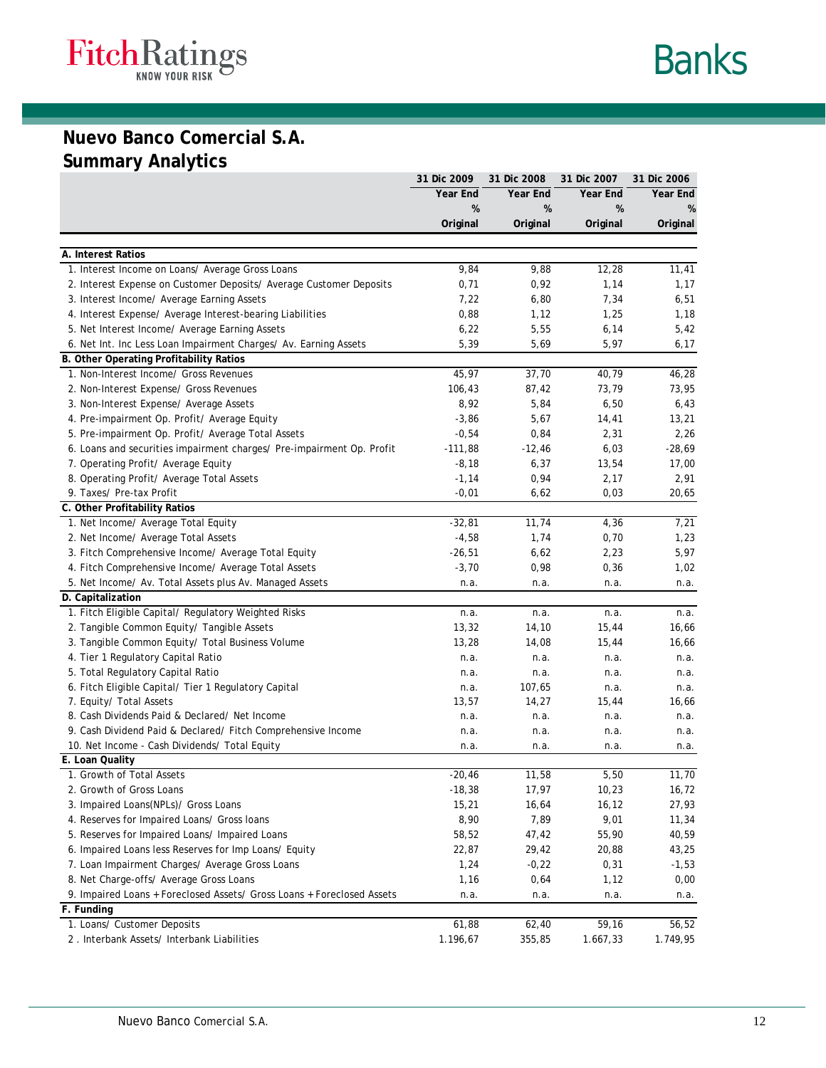# Nuevo Banco Comercial S.A.
## Summary Analytics

| | 31 Dic 2009 | 31 Dic 2008 | 31 Dic 2007 | 31 Dic 2006 |
|---|---|---|---|---|
| | Year End | Year End | Year End | Year End |
| | % | % | % | % |
| | Original | Original | Original | Original |
| **A. Interest Ratios** | | | | |
| 1. Interest Income on Loans/ Average Gross Loans | 9,84 | 9,88 | 12,28 | 11,41 |
| 2. Interest Expense on Customer Deposits/ Average Customer Deposits | 0,71 | 0,92 | 1,14 | 1,17 |
| 3. Interest Income/ Average Earning Assets | 7,22 | 6,80 | 7,34 | 6,51 |
| 4. Interest Expense/ Average Interest-bearing Liabilities | 0,88 | 1,12 | 1,25 | 1,18 |
| 5. Net Interest Income/ Average Earning Assets | 6,22 | 5,55 | 6,14 | 5,42 |
| 6. Net Int. Inc Less Loan Impairment Charges/ Av. Earning Assets | 5,39 | 5,69 | 5,97 | 6,17 |
| **B. Other Operating Profitability Ratios** | | | | |
| 1. Non-Interest Income/ Gross Revenues | 45,97 | 37,70 | 40,79 | 46,28 |
| 2. Non-Interest Expense/ Gross Revenues | 106,43 | 87,42 | 73,79 | 73,95 |
| 3. Non-Interest Expense/ Average Assets | 8,92 | 5,84 | 6,50 | 6,43 |
| 4. Pre-impairment Op. Profit/ Average Equity | -3,86 | 5,67 | 14,41 | 13,21 |
| 5. Pre-impairment Op. Profit/ Average Total Assets | -0,54 | 0,84 | 2,31 | 2,26 |
| 6. Loans and securities impairment charges/ Pre-impairment Op. Profit | -111,88 | -12,46 | 6,03 | -28,69 |
| 7. Operating Profit/ Average Equity | -8,18 | 6,37 | 13,54 | 17,00 |
| 8. Operating Profit/ Average Total Assets | -1,14 | 0,94 | 2,17 | 2,91 |
| 9. Taxes/ Pre-tax Profit | -0,01 | 6,62 | 0,03 | 20,65 |
| **C. Other Profitability Ratios** | | | | |
| 1. Net Income/ Average Total Equity | -32,81 | 11,74 | 4,36 | 7,21 |
| 2. Net Income/ Average Total Assets | -4,58 | 1,74 | 0,70 | 1,23 |
| 3. Fitch Comprehensive Income/ Average Total Equity | -26,51 | 6,62 | 2,23 | 5,97 |
| 4. Fitch Comprehensive Income/ Average Total Assets | -3,70 | 0,98 | 0,36 | 1,02 |
| 5. Net Income/ Av. Total Assets plus Av. Managed Assets | n.a. | n.a. | n.a. | n.a. |
| **D. Capitalization** | | | | |
| 1. Fitch Eligible Capital/ Regulatory Weighted Risks | n.a. | n.a. | n.a. | n.a. |
| 2. Tangible Common Equity/ Tangible Assets | 13,32 | 14,10 | 15,44 | 16,66 |
| 3. Tangible Common Equity/ Total Business Volume | 13,28 | 14,08 | 15,44 | 16,66 |
| 4. Tier 1 Regulatory Capital Ratio | n.a. | n.a. | n.a. | n.a. |
| 5. Total Regulatory Capital Ratio | n.a. | n.a. | n.a. | n.a. |
| 6. Fitch Eligible Capital/ Tier 1 Regulatory Capital | n.a. | 107,65 | n.a. | n.a. |
| 7. Equity/ Total Assets | 13,57 | 14,27 | 15,44 | 16,66 |
| 8. Cash Dividends Paid & Declared/ Net Income | n.a. | n.a. | n.a. | n.a. |
| 9. Cash Dividend Paid & Declared/ Fitch Comprehensive Income | n.a. | n.a. | n.a. | n.a. |
| 10. Net Income - Cash Dividends/ Total Equity | n.a. | n.a. | n.a. | n.a. |
| **E. Loan Quality** | | | | |
| 1. Growth of Total Assets | -20,46 | 11,58 | 5,50 | 11,70 |
| 2. Growth of Gross Loans | -18,38 | 17,97 | 10,23 | 16,72 |
| 3. Impaired Loans(NPLs)/ Gross Loans | 15,21 | 16,64 | 16,12 | 27,93 |
| 4. Reserves for Impaired Loans/ Gross loans | 8,90 | 7,89 | 9,01 | 11,34 |
| 5. Reserves for Impaired Loans/ Impaired Loans | 58,52 | 47,42 | 55,90 | 40,59 |
| 6. Impaired Loans less Reserves for Imp Loans/ Equity | 22,87 | 29,42 | 20,88 | 43,25 |
| 7. Loan Impairment Charges/ Average Gross Loans | 1,24 | -0,22 | 0,31 | -1,53 |
| 8. Net Charge-offs/ Average Gross Loans | 1,16 | 0,64 | 1,12 | 0,00 |
| 9. Impaired Loans + Foreclosed Assets/ Gross Loans + Foreclosed Assets | n.a. | n.a. | n.a. | n.a. |
| **F. Funding** | | | | |
| 1. Loans/ Customer Deposits | 61,88 | 62,40 | 59,16 | 56,52 |
| 2 . Interbank Assets/ Interbank Liabilities | 1.196,67 | 355,85 | 1.667,33 | 1.749,95 |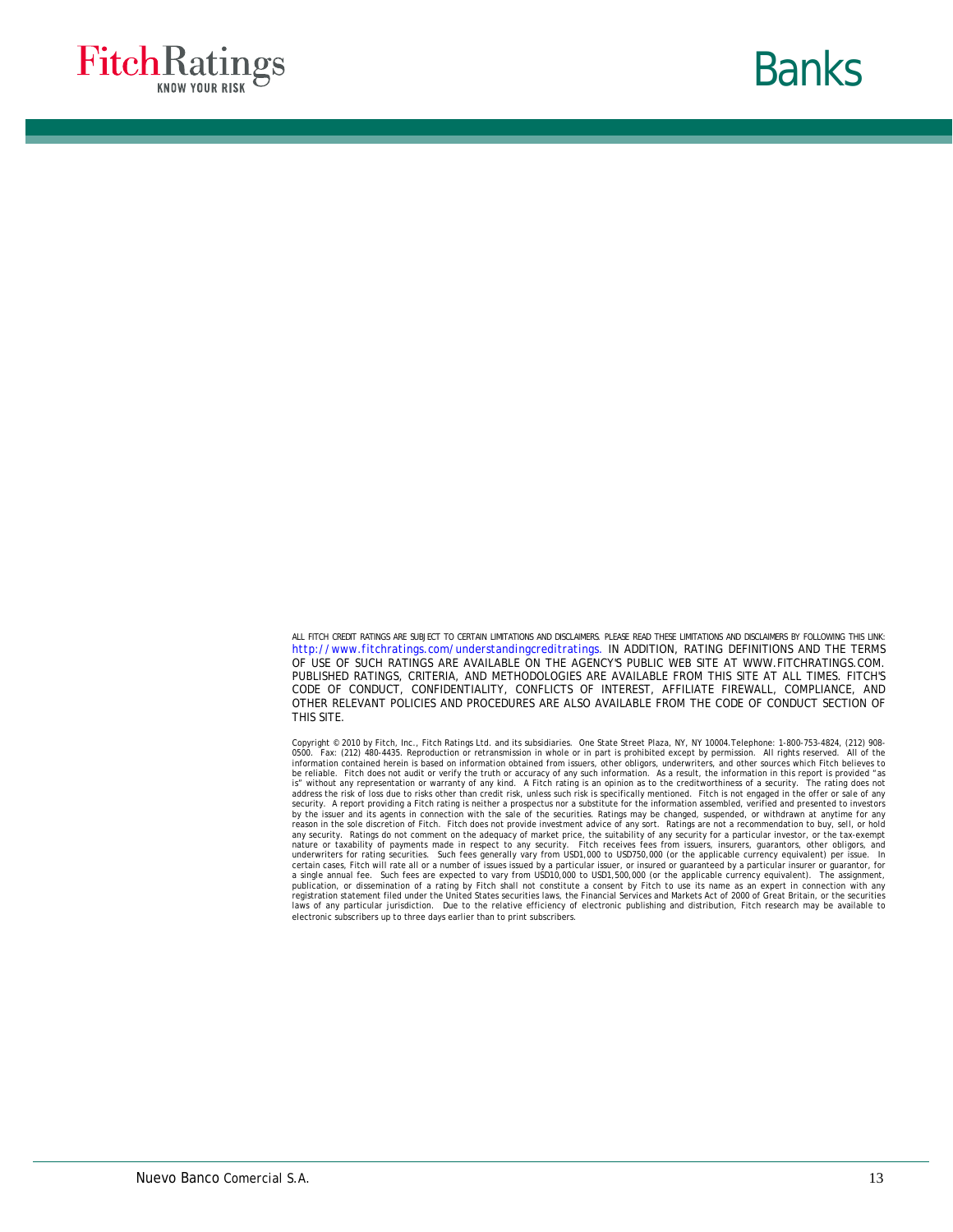ALL FITCH CREDIT RATINGS ARE SUBJECT TO CERTAIN LIMITATIONS AND DISCLAIMERS. PLEASE READ THESE LIMITATIONS AND DISCLAIMERS BY FOLLOWING THIS LINK: http://www.fitchratings.com/understandingcreditratings. IN ADDITION, RATING DEFINITIONS AND THE TERMS OF USE OF SUCH RATINGS ARE AVAILABLE ON THE AGENCY'S PUBLIC WEB SITE AT WWW.FITCHRATINGS.COM. PUBLISHED RATINGS, CRITERIA, AND METHODOLOGIES ARE AVAILABLE FROM THIS SITE AT ALL TIMES. FITCH'S CODE OF CONDUCT, CONFIDENTIALITY, CONFLICTS OF INTEREST, AFFILIATE FIREWALL, COMPLIANCE, AND OTHER RELEVANT POLICIES AND PROCEDURES ARE ALSO AVAILABLE FROM THE CODE OF CONDUCT SECTION OF THIS SITE.

Copyright © 2010 by Fitch, Inc., Fitch Ratings Ltd. and its subsidiaries. One State Street Plaza, NY, NY 10004.Telephone: 1-800-753-4824, (212) 908-0500. Fax: (212) 480-4435. Reproduction or retransmission in whole or in part is prohibited except by permission. All rights reserved. All of the information contained herein is based on information obtained from issuers, other obligors, underwriters, and other sources which Fitch believes to be reliable. Fitch does not audit or verify the truth or accuracy of any such information. As a result, the information in this report is provided "as is" without any representation or warranty of any kind. A Fitch rating is an opinion as to the creditworthiness of a security. The rating does not address the risk of loss due to risks other than credit risk, unless such risk is specifically mentioned. Fitch is not engaged in the offer or sale of any security. A report providing a Fitch rating is neither a prospectus nor a substitute for the information assembled, verified and presented to investors by the issuer and its agents in connection with the sale of the securities. Ratings may be changed, suspended, or withdrawn at anytime for any reason in the sole discretion of Fitch. Fitch does not provide investment advice of any sort. Ratings are not a recommendation to buy, sell, or hold any security. Ratings do not comment on the adequacy of market price, the suitability of any security for a particular investor, or the tax-exempt nature or taxability of payments made in respect to any security. Fitch receives fees from issuers, insurers, guarantors, other obligors, and underwriters for rating securities. Such fees generally vary from USD1,000 to USD750,000 (or the applicable currency equivalent) per issue. In certain cases, Fitch will rate all or a number of issues issued by a particular issuer, or insured or guaranteed by a particular insurer or guarantor, for a single annual fee. Such fees are expected to vary from USD10,000 to USD1,500,000 (or the applicable currency equivalent). The assignment, publication, or dissemination of a rating by Fitch shall not constitute a consent by Fitch to use its name as an expert in connection with any registration statement filed under the United States securities laws, the Financial Services and Markets Act of 2000 of Great Britain, or the securities laws of any particular jurisdiction. Due to the relative efficiency of electronic publishing and distribution, Fitch research may be available to electronic subscribers up to three days earlier than to print subscribers.